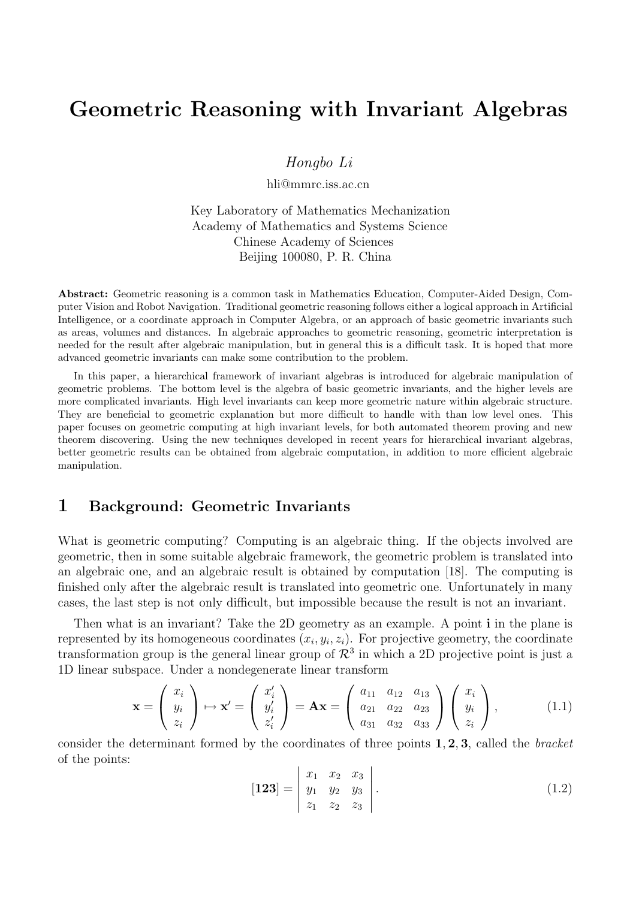# Geometric Reasoning with Invariant Algebras

*Hongbo Li*

hli@mmrc.iss.ac.cn

Key Laboratory of Mathematics Mechanization
Academy of Mathematics and Systems Science
Chinese Academy of Sciences
Beijing 100080, P. R. China

**Abstract:** Geometric reasoning is a common task in Mathematics Education, Computer-Aided Design, Computer Vision and Robot Navigation. Traditional geometric reasoning follows either a logical approach in Artificial Intelligence, or a coordinate approach in Computer Algebra, or an approach of basic geometric invariants such as areas, volumes and distances. In algebraic approaches to geometric reasoning, geometric interpretation is needed for the result after algebraic manipulation, but in general this is a difficult task. It is hoped that more advanced geometric invariants can make some contribution to the problem.

In this paper, a hierarchical framework of invariant algebras is introduced for algebraic manipulation of geometric problems. The bottom level is the algebra of basic geometric invariants, and the higher levels are more complicated invariants. High level invariants can keep more geometric nature within algebraic structure. They are beneficial to geometric explanation but more difficult to handle with than low level ones. This paper focuses on geometric computing at high invariant levels, for both automated theorem proving and new theorem discovering. Using the new techniques developed in recent years for hierarchical invariant algebras, better geometric results can be obtained from algebraic computation, in addition to more efficient algebraic manipulation.

## 1 Background: Geometric Invariants

What is geometric computing? Computing is an algebraic thing. If the objects involved are geometric, then in some suitable algebraic framework, the geometric problem is translated into an algebraic one, and an algebraic result is obtained by computation [18]. The computing is finished only after the algebraic result is translated into geometric one. Unfortunately in many cases, the last step is not only difficult, but impossible because the result is not an invariant.

Then what is an invariant? Take the 2D geometry as an example. A point $\mathbf{i}$ in the plane is represented by its homogeneous coordinates $(x_i, y_i, z_i)$. For projective geometry, the coordinate transformation group is the general linear group of $\mathcal{R}^3$ in which a 2D projective point is just a 1D linear subspace. Under a nondegenerate linear transform

$$\mathbf{x} = \begin{pmatrix} x_i \\ y_i \\ z_i \end{pmatrix} \mapsto \mathbf{x}' = \begin{pmatrix} x_i' \\ y_i' \\ z_i' \end{pmatrix} = \mathbf{A}\mathbf{x} = \begin{pmatrix} a_{11} & a_{12} & a_{13} \\ a_{21} & a_{22} & a_{23} \\ a_{31} & a_{32} & a_{33} \end{pmatrix} \begin{pmatrix} x_i \\ y_i \\ z_i \end{pmatrix}, \tag{1.1}$$

consider the determinant formed by the coordinates of three points $\mathbf{1}, \mathbf{2}, \mathbf{3}$, called the *bracket* of the points:

$$[\mathbf{123}] = \begin{vmatrix} x_1 & x_2 & x_3 \\ y_1 & y_2 & y_3 \\ z_1 & z_2 & z_3 \end{vmatrix}. \tag{1.2}$$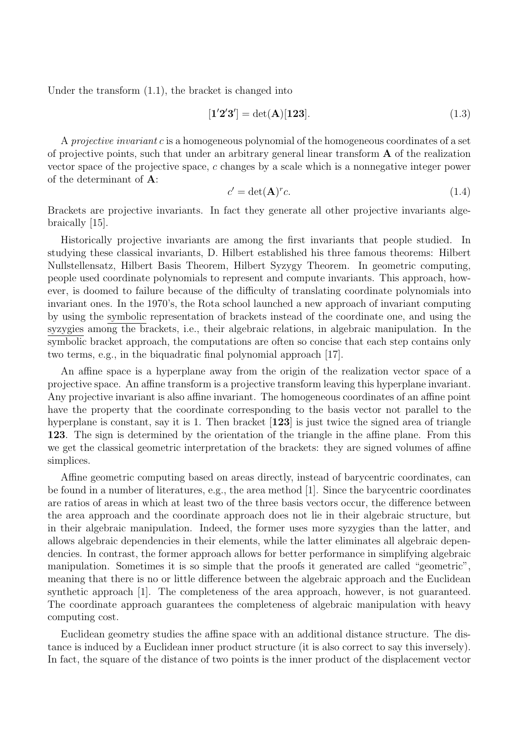Under the transform (1.1), the bracket is changed into

$$[\mathbf{1}'\mathbf{2}'\mathbf{3}'] = \det(\mathbf{A})[\mathbf{123}]. \tag{1.3}$$

A *projective invariant* $c$ is a homogeneous polynomial of the homogeneous coordinates of a set of projective points, such that under an arbitrary general linear transform $\mathbf{A}$ of the realization vector space of the projective space, $c$ changes by a scale which is a nonnegative integer power of the determinant of $\mathbf{A}$:

$$c' = \det(\mathbf{A})^r c. \tag{1.4}$$

Brackets are projective invariants. In fact they generate all other projective invariants algebraically [15].

Historically projective invariants are among the first invariants that people studied. In studying these classical invariants, D. Hilbert established his three famous theorems: Hilbert Nullstellensatz, Hilbert Basis Theorem, Hilbert Syzygy Theorem. In geometric computing, people used coordinate polynomials to represent and compute invariants. This approach, however, is doomed to failure because of the difficulty of translating coordinate polynomials into invariant ones. In the 1970's, the Rota school launched a new approach of invariant computing by using the symbolic representation of brackets instead of the coordinate one, and using the syzygies among the brackets, i.e., their algebraic relations, in algebraic manipulation. In the symbolic bracket approach, the computations are often so concise that each step contains only two terms, e.g., in the biquadratic final polynomial approach [17].

An affine space is a hyperplane away from the origin of the realization vector space of a projective space. An affine transform is a projective transform leaving this hyperplane invariant. Any projective invariant is also affine invariant. The homogeneous coordinates of an affine point have the property that the coordinate corresponding to the basis vector not parallel to the hyperplane is constant, say it is 1. Then bracket $[\mathbf{123}]$ is just twice the signed area of triangle $\mathbf{123}$. The sign is determined by the orientation of the triangle in the affine plane. From this we get the classical geometric interpretation of the brackets: they are signed volumes of affine simplices.

Affine geometric computing based on areas directly, instead of barycentric coordinates, can be found in a number of literatures, e.g., the area method [1]. Since the barycentric coordinates are ratios of areas in which at least two of the three basis vectors occur, the difference between the area approach and the coordinate approach does not lie in their algebraic structure, but in their algebraic manipulation. Indeed, the former uses more syzygies than the latter, and allows algebraic dependencies in their elements, while the latter eliminates all algebraic dependencies. In contrast, the former approach allows for better performance in simplifying algebraic manipulation. Sometimes it is so simple that the proofs it generated are called "geometric", meaning that there is no or little difference between the algebraic approach and the Euclidean synthetic approach [1]. The completeness of the area approach, however, is not guaranteed. The coordinate approach guarantees the completeness of algebraic manipulation with heavy computing cost.

Euclidean geometry studies the affine space with an additional distance structure. The distance is induced by a Euclidean inner product structure (it is also correct to say this inversely). In fact, the square of the distance of two points is the inner product of the displacement vector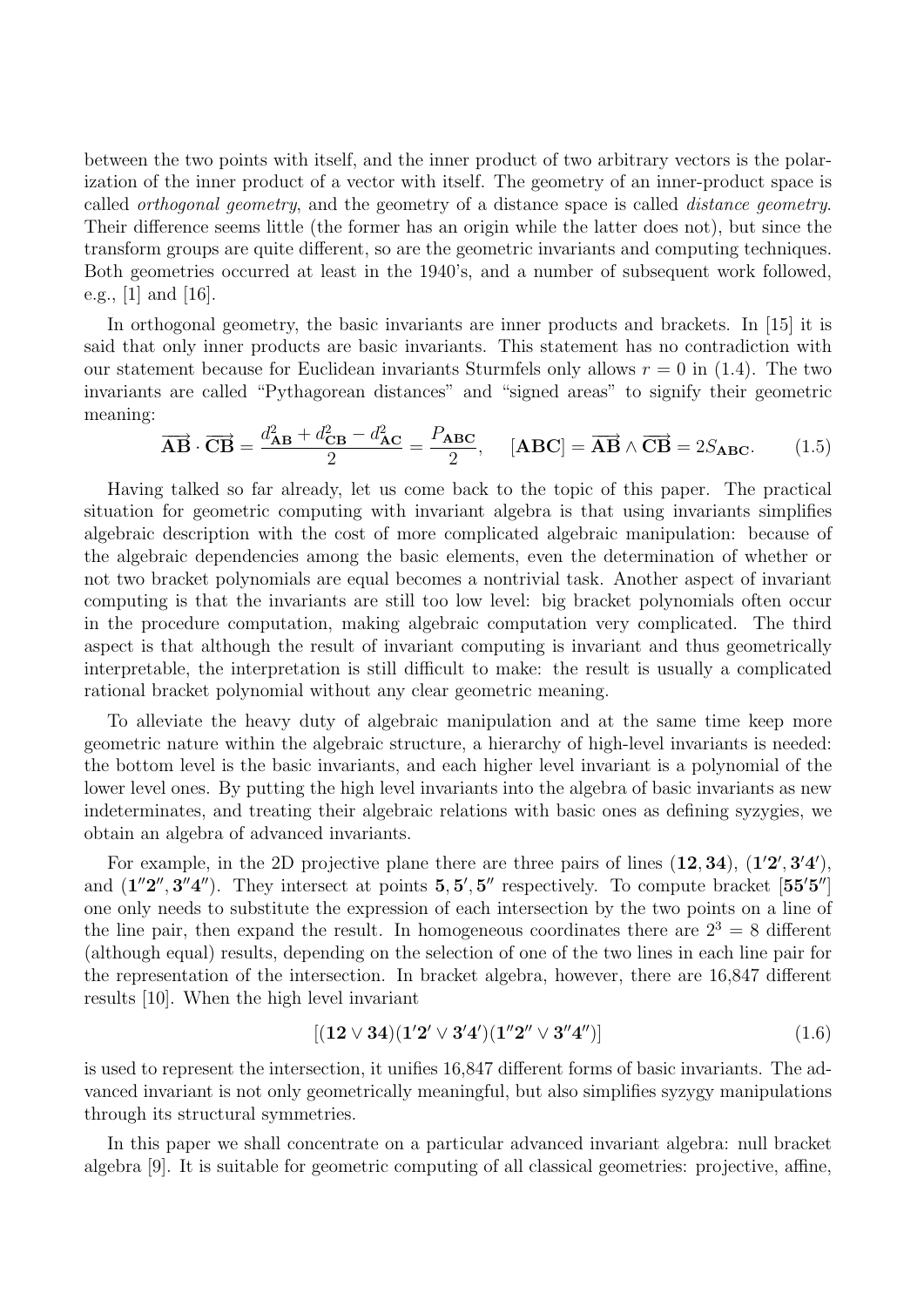between the two points with itself, and the inner product of two arbitrary vectors is the polarization of the inner product of a vector with itself. The geometry of an inner-product space is called *orthogonal geometry*, and the geometry of a distance space is called *distance geometry*. Their difference seems little (the former has an origin while the latter does not), but since the transform groups are quite different, so are the geometric invariants and computing techniques. Both geometries occurred at least in the 1940's, and a number of subsequent work followed, e.g., [1] and [16].

In orthogonal geometry, the basic invariants are inner products and brackets. In [15] it is said that only inner products are basic invariants. This statement has no contradiction with our statement because for Euclidean invariants Sturmfels only allows $r = 0$ in (1.4). The two invariants are called "Pythagorean distances" and "signed areas" to signify their geometric meaning:

$$\overrightarrow{\mathbf{AB}} \cdot \overrightarrow{\mathbf{CB}} = \frac{d^2_{\mathbf{AB}} + d^2_{\mathbf{CB}} - d^2_{\mathbf{AC}}}{2} = \frac{P_{\mathbf{ABC}}}{2}, \quad [\mathbf{ABC}] = \overrightarrow{\mathbf{AB}} \wedge \overrightarrow{\mathbf{CB}} = 2S_{\mathbf{ABC}}. \tag{1.5}$$

Having talked so far already, let us come back to the topic of this paper. The practical situation for geometric computing with invariant algebra is that using invariants simplifies algebraic description with the cost of more complicated algebraic manipulation: because of the algebraic dependencies among the basic elements, even the determination of whether or not two bracket polynomials are equal becomes a nontrivial task. Another aspect of invariant computing is that the invariants are still too low level: big bracket polynomials often occur in the procedure computation, making algebraic computation very complicated. The third aspect is that although the result of invariant computing is invariant and thus geometrically interpretable, the interpretation is still difficult to make: the result is usually a complicated rational bracket polynomial without any clear geometric meaning.

To alleviate the heavy duty of algebraic manipulation and at the same time keep more geometric nature within the algebraic structure, a hierarchy of high-level invariants is needed: the bottom level is the basic invariants, and each higher level invariant is a polynomial of the lower level ones. By putting the high level invariants into the algebra of basic invariants as new indeterminates, and treating their algebraic relations with basic ones as defining syzygies, we obtain an algebra of advanced invariants.

For example, in the 2D projective plane there are three pairs of lines $(\mathbf{12}, \mathbf{34})$, $(\mathbf{1'2'}, \mathbf{3'4'})$, and $(\mathbf{1''2''}, \mathbf{3''4''})$. They intersect at points $\mathbf{5}, \mathbf{5'}, \mathbf{5''}$ respectively. To compute bracket $[\mathbf{55'5''}]$ one only needs to substitute the expression of each intersection by the two points on a line of the line pair, then expand the result. In homogeneous coordinates there are $2^3 = 8$ different (although equal) results, depending on the selection of one of the two lines in each line pair for the representation of the intersection. In bracket algebra, however, there are 16,847 different results [10]. When the high level invariant

$$[(\mathbf{12} \vee \mathbf{34})(\mathbf{1'2'} \vee \mathbf{3'4'})(\mathbf{1''2''} \vee \mathbf{3''4''})] \tag{1.6}$$

is used to represent the intersection, it unifies 16,847 different forms of basic invariants. The advanced invariant is not only geometrically meaningful, but also simplifies syzygy manipulations through its structural symmetries.

In this paper we shall concentrate on a particular advanced invariant algebra: null bracket algebra [9]. It is suitable for geometric computing of all classical geometries: projective, affine,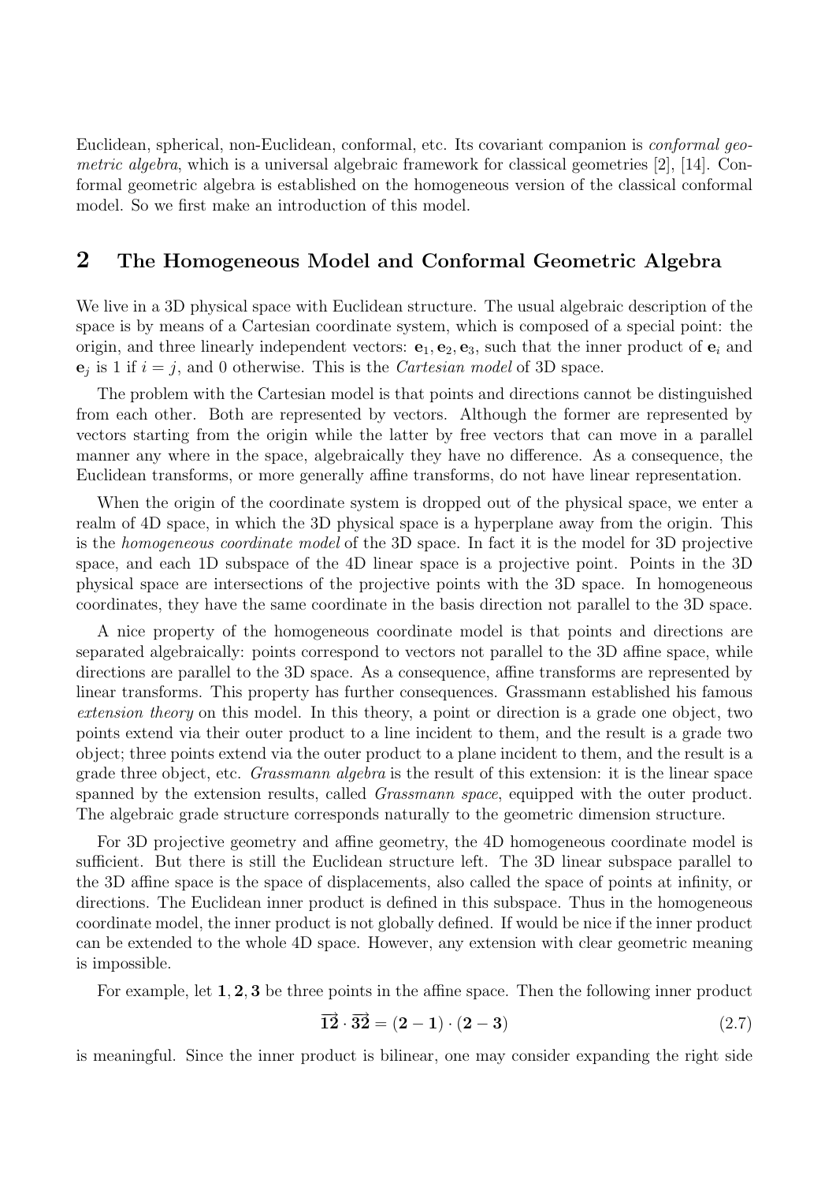Euclidean, spherical, non-Euclidean, conformal, etc. Its covariant companion is *conformal geometric algebra*, which is a universal algebraic framework for classical geometries [2], [14]. Conformal geometric algebra is established on the homogeneous version of the classical conformal model. So we first make an introduction of this model.

## 2 The Homogeneous Model and Conformal Geometric Algebra

We live in a 3D physical space with Euclidean structure. The usual algebraic description of the space is by means of a Cartesian coordinate system, which is composed of a special point: the origin, and three linearly independent vectors: $\mathbf{e}_1, \mathbf{e}_2, \mathbf{e}_3$, such that the inner product of $\mathbf{e}_i$ and $\mathbf{e}_j$ is 1 if $i = j$, and 0 otherwise. This is the *Cartesian model* of 3D space.

The problem with the Cartesian model is that points and directions cannot be distinguished from each other. Both are represented by vectors. Although the former are represented by vectors starting from the origin while the latter by free vectors that can move in a parallel manner any where in the space, algebraically they have no difference. As a consequence, the Euclidean transforms, or more generally affine transforms, do not have linear representation.

When the origin of the coordinate system is dropped out of the physical space, we enter a realm of 4D space, in which the 3D physical space is a hyperplane away from the origin. This is the *homogeneous coordinate model* of the 3D space. In fact it is the model for 3D projective space, and each 1D subspace of the 4D linear space is a projective point. Points in the 3D physical space are intersections of the projective points with the 3D space. In homogeneous coordinates, they have the same coordinate in the basis direction not parallel to the 3D space.

A nice property of the homogeneous coordinate model is that points and directions are separated algebraically: points correspond to vectors not parallel to the 3D affine space, while directions are parallel to the 3D space. As a consequence, affine transforms are represented by linear transforms. This property has further consequences. Grassmann established his famous *extension theory* on this model. In this theory, a point or direction is a grade one object, two points extend via their outer product to a line incident to them, and the result is a grade two object; three points extend via the outer product to a plane incident to them, and the result is a grade three object, etc. *Grassmann algebra* is the result of this extension: it is the linear space spanned by the extension results, called *Grassmann space*, equipped with the outer product. The algebraic grade structure corresponds naturally to the geometric dimension structure.

For 3D projective geometry and affine geometry, the 4D homogeneous coordinate model is sufficient. But there is still the Euclidean structure left. The 3D linear subspace parallel to the 3D affine space is the space of displacements, also called the space of points at infinity, or directions. The Euclidean inner product is defined in this subspace. Thus in the homogeneous coordinate model, the inner product is not globally defined. If would be nice if the inner product can be extended to the whole 4D space. However, any extension with clear geometric meaning is impossible.

For example, let $\mathbf{1}, \mathbf{2}, \mathbf{3}$ be three points in the affine space. Then the following inner product

$$\overrightarrow{\mathbf{12}} \cdot \overrightarrow{\mathbf{32}} = (\mathbf{2} - \mathbf{1}) \cdot (\mathbf{2} - \mathbf{3}) \tag{2.7}$$

is meaningful. Since the inner product is bilinear, one may consider expanding the right side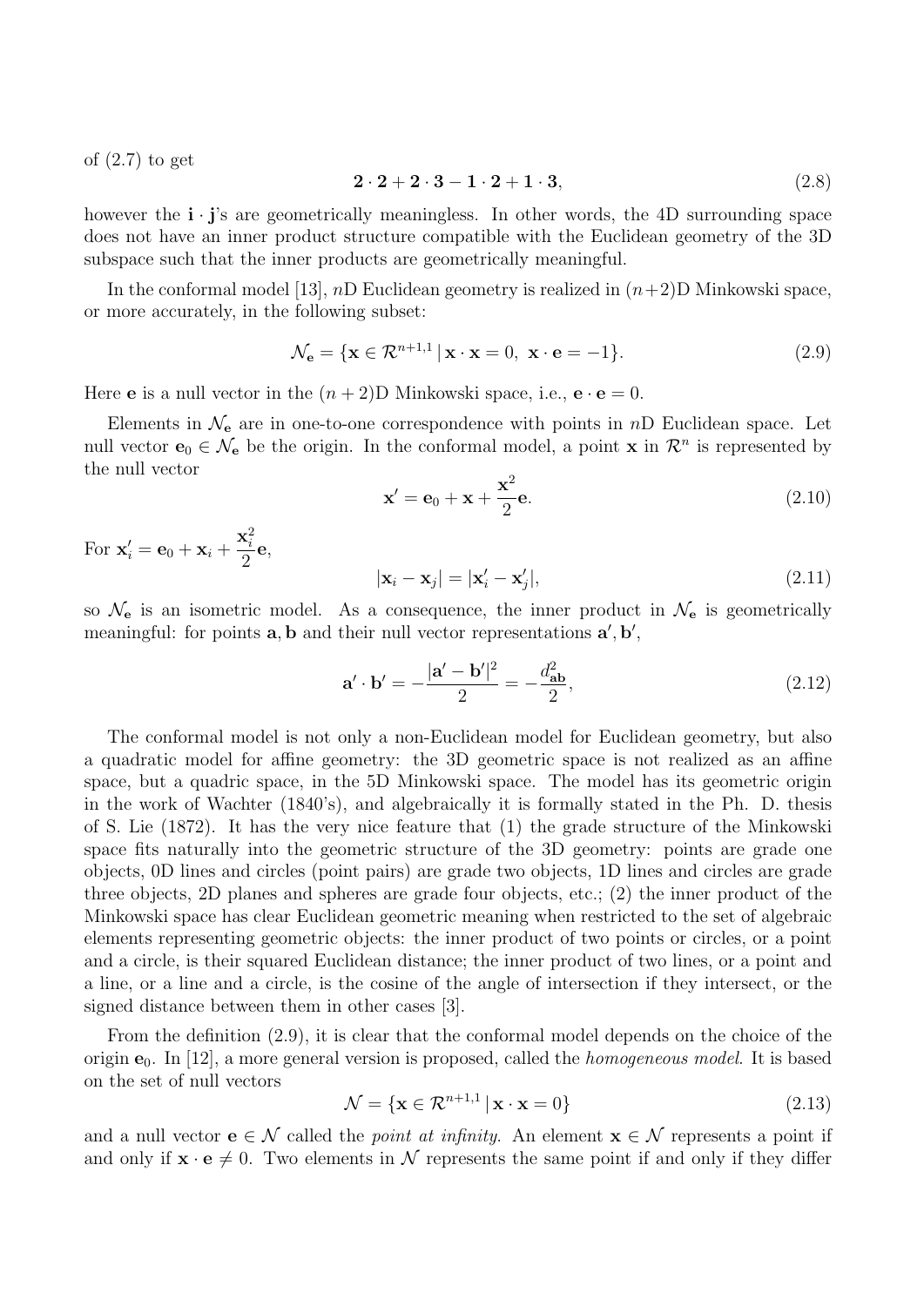of (2.7) to get

$$\mathbf{2}\cdot\mathbf{2}+\mathbf{2}\cdot\mathbf{3}-\mathbf{1}\cdot\mathbf{2}+\mathbf{1}\cdot\mathbf{3}, \tag{2.8}$$

however the $\mathbf{i}\cdot\mathbf{j}$'s are geometrically meaningless. In other words, the 4D surrounding space does not have an inner product structure compatible with the Euclidean geometry of the 3D subspace such that the inner products are geometrically meaningful.

In the conformal model [13], $n$D Euclidean geometry is realized in $(n+2)$D Minkowski space, or more accurately, in the following subset:

$$\mathcal{N}_{\mathbf{e}} = \{\mathbf{x}\in\mathcal{R}^{n+1,1}\,|\,\mathbf{x}\cdot\mathbf{x}=0,\ \mathbf{x}\cdot\mathbf{e}=-1\}. \tag{2.9}$$

Here $\mathbf{e}$ is a null vector in the $(n+2)$D Minkowski space, i.e., $\mathbf{e}\cdot\mathbf{e}=0$.

Elements in $\mathcal{N}_{\mathbf{e}}$ are in one-to-one correspondence with points in $n$D Euclidean space. Let null vector $\mathbf{e}_0\in\mathcal{N}_{\mathbf{e}}$ be the origin. In the conformal model, a point $\mathbf{x}$ in $\mathcal{R}^n$ is represented by the null vector

$$\mathbf{x}'=\mathbf{e}_0+\mathbf{x}+\frac{\mathbf{x}^2}{2}\mathbf{e}. \tag{2.10}$$

For $\mathbf{x}_i'=\mathbf{e}_0+\mathbf{x}_i+\dfrac{\mathbf{x}_i^2}{2}\mathbf{e}$,

$$|\mathbf{x}_i-\mathbf{x}_j|=|\mathbf{x}_i'-\mathbf{x}_j'|, \tag{2.11}$$

so $\mathcal{N}_{\mathbf{e}}$ is an isometric model. As a consequence, the inner product in $\mathcal{N}_{\mathbf{e}}$ is geometrically meaningful: for points $\mathbf{a},\mathbf{b}$ and their null vector representations $\mathbf{a}',\mathbf{b}'$,

$$\mathbf{a}'\cdot\mathbf{b}'=-\frac{|\mathbf{a}'-\mathbf{b}'|^2}{2}=-\frac{d^2_{\mathbf{ab}}}{2}, \tag{2.12}$$

The conformal model is not only a non-Euclidean model for Euclidean geometry, but also a quadratic model for affine geometry: the 3D geometric space is not realized as an affine space, but a quadric space, in the 5D Minkowski space. The model has its geometric origin in the work of Wachter (1840's), and algebraically it is formally stated in the Ph. D. thesis of S. Lie (1872). It has the very nice feature that (1) the grade structure of the Minkowski space fits naturally into the geometric structure of the 3D geometry: points are grade one objects, 0D lines and circles (point pairs) are grade two objects, 1D lines and circles are grade three objects, 2D planes and spheres are grade four objects, etc.; (2) the inner product of the Minkowski space has clear Euclidean geometric meaning when restricted to the set of algebraic elements representing geometric objects: the inner product of two points or circles, or a point and a circle, is their squared Euclidean distance; the inner product of two lines, or a point and a line, or a line and a circle, is the cosine of the angle of intersection if they intersect, or the signed distance between them in other cases [3].

From the definition (2.9), it is clear that the conformal model depends on the choice of the origin $\mathbf{e}_0$. In [12], a more general version is proposed, called the *homogeneous model*. It is based on the set of null vectors

$$\mathcal{N}=\{\mathbf{x}\in\mathcal{R}^{n+1,1}\,|\,\mathbf{x}\cdot\mathbf{x}=0\} \tag{2.13}$$

and a null vector $\mathbf{e}\in\mathcal{N}$ called the *point at infinity*. An element $\mathbf{x}\in\mathcal{N}$ represents a point if and only if $\mathbf{x}\cdot\mathbf{e}\neq 0$. Two elements in $\mathcal{N}$ represents the same point if and only if they differ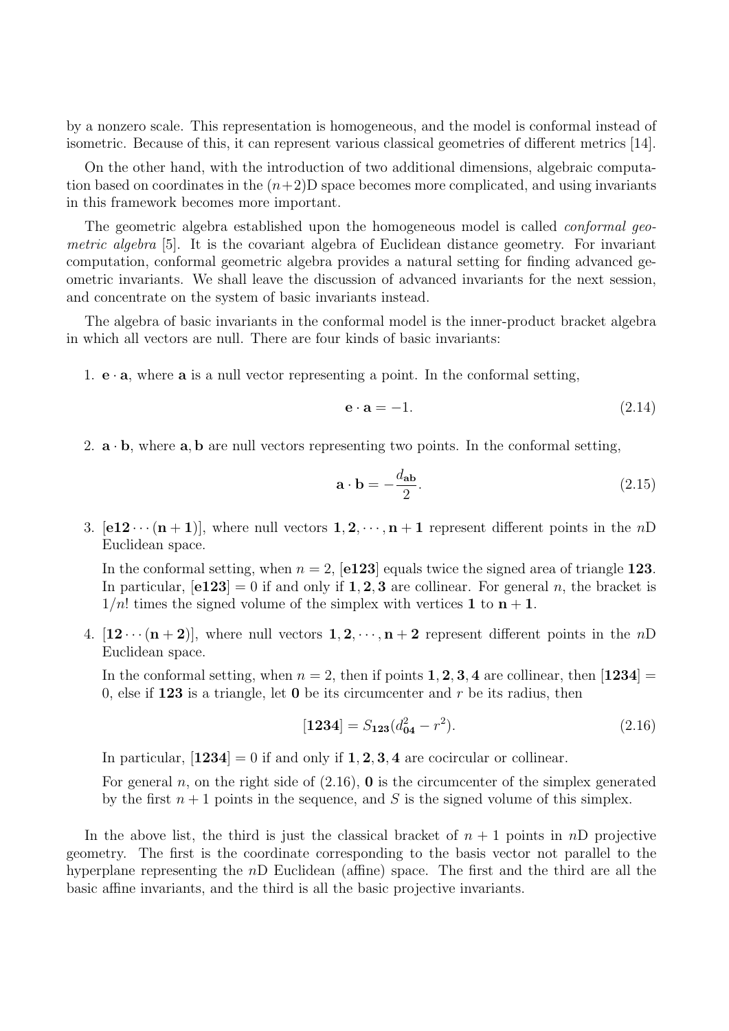by a nonzero scale. This representation is homogeneous, and the model is conformal instead of isometric. Because of this, it can represent various classical geometries of different metrics [14].

On the other hand, with the introduction of two additional dimensions, algebraic computation based on coordinates in the $(n+2)$D space becomes more complicated, and using invariants in this framework becomes more important.

The geometric algebra established upon the homogeneous model is called *conformal geometric algebra* [5]. It is the covariant algebra of Euclidean distance geometry. For invariant computation, conformal geometric algebra provides a natural setting for finding advanced geometric invariants. We shall leave the discussion of advanced invariants for the next session, and concentrate on the system of basic invariants instead.

The algebra of basic invariants in the conformal model is the inner-product bracket algebra in which all vectors are null. There are four kinds of basic invariants:

1. $\mathbf{e}\cdot\mathbf{a}$, where $\mathbf{a}$ is a null vector representing a point. In the conformal setting,

$$\mathbf{e}\cdot\mathbf{a} = -1. \tag{2.14}$$

2. $\mathbf{a}\cdot\mathbf{b}$, where $\mathbf{a}, \mathbf{b}$ are null vectors representing two points. In the conformal setting,

$$\mathbf{a}\cdot\mathbf{b} = -\frac{d_{\mathbf{ab}}}{2}. \tag{2.15}$$

3. $[\mathbf{e12}\cdots(\mathbf{n+1})]$, where null vectors $\mathbf{1}, \mathbf{2}, \cdots, \mathbf{n+1}$ represent different points in the $n$D Euclidean space.

   In the conformal setting, when $n=2$, $[\mathbf{e123}]$ equals twice the signed area of triangle $\mathbf{123}$. In particular, $[\mathbf{e123}]=0$ if and only if $\mathbf{1},\mathbf{2},\mathbf{3}$ are collinear. For general $n$, the bracket is $1/n!$ times the signed volume of the simplex with vertices $\mathbf{1}$ to $\mathbf{n+1}$.

4. $[\mathbf{12}\cdots(\mathbf{n+2})]$, where null vectors $\mathbf{1}, \mathbf{2}, \cdots, \mathbf{n+2}$ represent different points in the $n$D Euclidean space.

   In the conformal setting, when $n=2$, then if points $\mathbf{1},\mathbf{2},\mathbf{3},\mathbf{4}$ are collinear, then $[\mathbf{1234}] = 0$, else if $\mathbf{123}$ is a triangle, let $\mathbf{0}$ be its circumcenter and $r$ be its radius, then

$$[\mathbf{1234}] = S_{\mathbf{123}}(d_{\mathbf{04}}^2 - r^2). \tag{2.16}$$

   In particular, $[\mathbf{1234}]=0$ if and only if $\mathbf{1},\mathbf{2},\mathbf{3},\mathbf{4}$ are cocircular or collinear.

   For general $n$, on the right side of (2.16), $\mathbf{0}$ is the circumcenter of the simplex generated by the first $n+1$ points in the sequence, and $S$ is the signed volume of this simplex.

In the above list, the third is just the classical bracket of $n+1$ points in $n$D projective geometry. The first is the coordinate corresponding to the basis vector not parallel to the hyperplane representing the $n$D Euclidean (affine) space. The first and the third are all the basic affine invariants, and the third is all the basic projective invariants.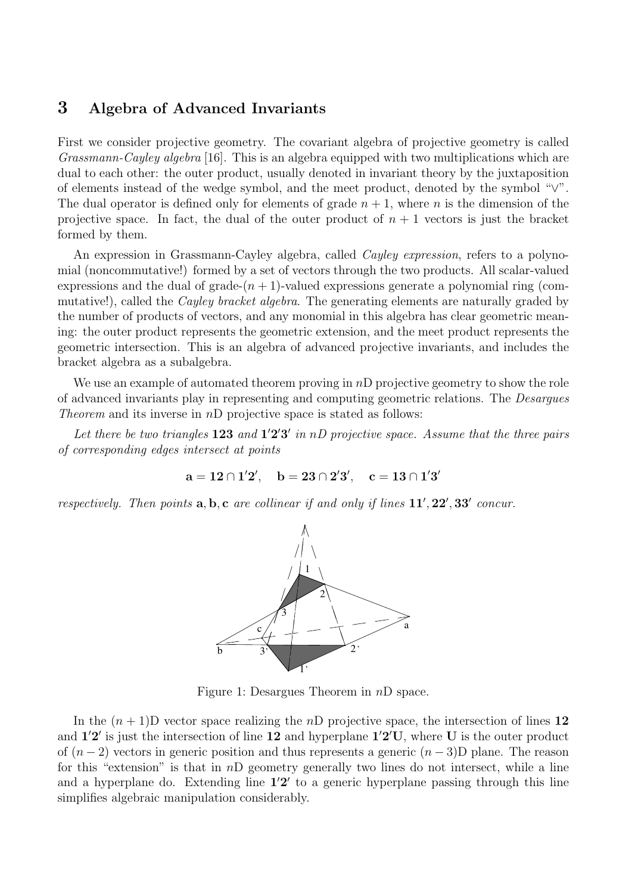## 3 Algebra of Advanced Invariants

First we consider projective geometry. The covariant algebra of projective geometry is called *Grassmann-Cayley algebra* [16]. This is an algebra equipped with two multiplications which are dual to each other: the outer product, usually denoted in invariant theory by the juxtaposition of elements instead of the wedge symbol, and the meet product, denoted by the symbol "$\vee$". The dual operator is defined only for elements of grade $n+1$, where $n$ is the dimension of the projective space. In fact, the dual of the outer product of $n+1$ vectors is just the bracket formed by them.

An expression in Grassmann-Cayley algebra, called *Cayley expression*, refers to a polynomial (noncommutative!) formed by a set of vectors through the two products. All scalar-valued expressions and the dual of grade-$(n+1)$-valued expressions generate a polynomial ring (commutative!), called the *Cayley bracket algebra*. The generating elements are naturally graded by the number of products of vectors, and any monomial in this algebra has clear geometric meaning: the outer product represents the geometric extension, and the meet product represents the geometric intersection. This is an algebra of advanced projective invariants, and includes the bracket algebra as a subalgebra.

We use an example of automated theorem proving in $n$D projective geometry to show the role of advanced invariants play in representing and computing geometric relations. The *Desargues Theorem* and its inverse in $n$D projective space is stated as follows:

*Let there be two triangles* $\mathbf{123}$ *and* $\mathbf{1'2'3'}$ *in* $n$*D projective space. Assume that the three pairs of corresponding edges intersect at points*

$$\mathbf{a} = \mathbf{12} \cap \mathbf{1'2'}, \quad \mathbf{b} = \mathbf{23} \cap \mathbf{2'3'}, \quad \mathbf{c} = \mathbf{13} \cap \mathbf{1'3'}$$

*respectively. Then points* $\mathbf{a}, \mathbf{b}, \mathbf{c}$ *are collinear if and only if lines* $\mathbf{11'}, \mathbf{22'}, \mathbf{33'}$ *concur.*

Figure 1: Desargues Theorem in $n$D space.

In the $(n+1)$D vector space realizing the $n$D projective space, the intersection of lines $\mathbf{12}$ and $\mathbf{1'2'}$ is just the intersection of line $\mathbf{12}$ and hyperplane $\mathbf{1'2'U}$, where $\mathbf{U}$ is the outer product of $(n-2)$ vectors in generic position and thus represents a generic $(n-3)$D plane. The reason for this "extension" is that in $n$D geometry generally two lines do not intersect, while a line and a hyperplane do. Extending line $\mathbf{1'2'}$ to a generic hyperplane passing through this line simplifies algebraic manipulation considerably.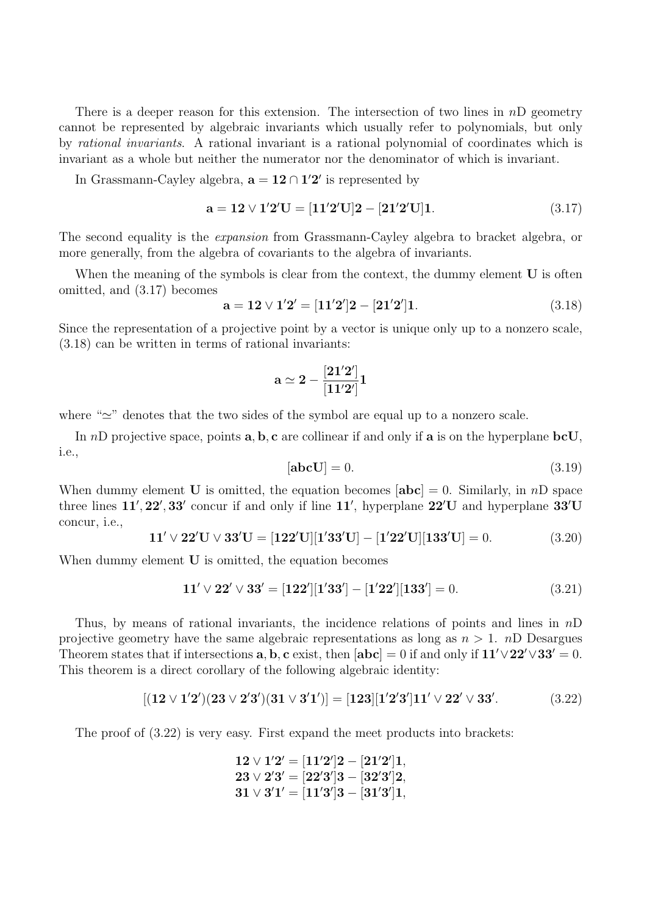There is a deeper reason for this extension. The intersection of two lines in $n$D geometry cannot be represented by algebraic invariants which usually refer to polynomials, but only by *rational invariants*. A rational invariant is a rational polynomial of coordinates which is invariant as a whole but neither the numerator nor the denominator of which is invariant.

In Grassmann-Cayley algebra, $\mathbf{a} = \mathbf{12} \cap \mathbf{1'2'}$ is represented by

$$\mathbf{a} = \mathbf{12} \vee \mathbf{1'2'U} = [\mathbf{11'2'U}]\mathbf{2} - [\mathbf{21'2'U}]\mathbf{1}. \tag{3.17}$$

The second equality is the *expansion* from Grassmann-Cayley algebra to bracket algebra, or more generally, from the algebra of covariants to the algebra of invariants.

When the meaning of the symbols is clear from the context, the dummy element $\mathbf{U}$ is often omitted, and (3.17) becomes

$$\mathbf{a} = \mathbf{12} \vee \mathbf{1'2'} = [\mathbf{11'2'}]\mathbf{2} - [\mathbf{21'2'}]\mathbf{1}. \tag{3.18}$$

Since the representation of a projective point by a vector is unique only up to a nonzero scale, (3.18) can be written in terms of rational invariants:

$$\mathbf{a} \simeq \mathbf{2} - \frac{[\mathbf{21'2'}]}{[\mathbf{11'2'}]}\mathbf{1}$$

where "$\simeq$" denotes that the two sides of the symbol are equal up to a nonzero scale.

In $n$D projective space, points $\mathbf{a}, \mathbf{b}, \mathbf{c}$ are collinear if and only if $\mathbf{a}$ is on the hyperplane $\mathbf{bcU}$, i.e.,

$$[\mathbf{abcU}] = 0. \tag{3.19}$$

When dummy element $\mathbf{U}$ is omitted, the equation becomes $[\mathbf{abc}] = 0$. Similarly, in $n$D space three lines $\mathbf{11'}, \mathbf{22'}, \mathbf{33'}$ concur if and only if line $\mathbf{11'}$, hyperplane $\mathbf{22'U}$ and hyperplane $\mathbf{33'U}$ concur, i.e.,

$$\mathbf{11'} \vee \mathbf{22'U} \vee \mathbf{33'U} = [\mathbf{122'U}][\mathbf{1'33'U}] - [\mathbf{1'22'U}][\mathbf{133'U}] = 0. \tag{3.20}$$

When dummy element $\mathbf{U}$ is omitted, the equation becomes

$$\mathbf{11'} \vee \mathbf{22'} \vee \mathbf{33'} = [\mathbf{122'}][\mathbf{1'33'}] - [\mathbf{1'22'}][\mathbf{133'}] = 0. \tag{3.21}$$

Thus, by means of rational invariants, the incidence relations of points and lines in $n$D projective geometry have the same algebraic representations as long as $n > 1$. $n$D Desargues Theorem states that if intersections $\mathbf{a}, \mathbf{b}, \mathbf{c}$ exist, then $[\mathbf{abc}] = 0$ if and only if $\mathbf{11'} \vee \mathbf{22'} \vee \mathbf{33'} = 0$. This theorem is a direct corollary of the following algebraic identity:

$$[(\mathbf{12} \vee \mathbf{1'2'})(\mathbf{23} \vee \mathbf{2'3'})(\mathbf{31} \vee \mathbf{3'1'})] = [\mathbf{123}][\mathbf{1'2'3'}]\mathbf{11'} \vee \mathbf{22'} \vee \mathbf{33'}. \tag{3.22}$$

The proof of (3.22) is very easy. First expand the meet products into brackets:

$$\begin{aligned}
\mathbf{12} \vee \mathbf{1'2'} &= [\mathbf{11'2'}]\mathbf{2} - [\mathbf{21'2'}]\mathbf{1}, \\
\mathbf{23} \vee \mathbf{2'3'} &= [\mathbf{22'3'}]\mathbf{3} - [\mathbf{32'3'}]\mathbf{2}, \\
\mathbf{31} \vee \mathbf{3'1'} &= [\mathbf{11'3'}]\mathbf{3} - [\mathbf{31'3'}]\mathbf{1},
\end{aligned}$$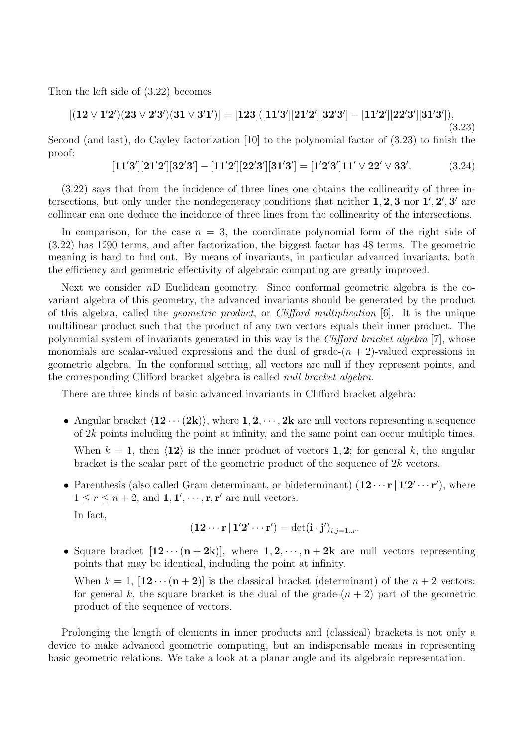Then the left side of (3.22) becomes

$$[(\mathbf{12}\vee\mathbf{1'2'})(\mathbf{23}\vee\mathbf{2'3'})(\mathbf{31}\vee\mathbf{3'1'})] = [\mathbf{123}]([\mathbf{11'3'}][\mathbf{21'2'}][\mathbf{32'3'}] - [\mathbf{11'2'}][\mathbf{22'3'}][\mathbf{31'3'}]), \tag{3.23}$$

Second (and last), do Cayley factorization [10] to the polynomial factor of (3.23) to finish the proof:

$$[\mathbf{11'3'}][\mathbf{21'2'}][\mathbf{32'3'}] - [\mathbf{11'2'}][\mathbf{22'3'}][\mathbf{31'3'}] = [\mathbf{1'2'3'}]\mathbf{11'}\vee\mathbf{22'}\vee\mathbf{33'}. \tag{3.24}$$

(3.22) says that from the incidence of three lines one obtains the collinearity of three intersections, but only under the nondegeneracy conditions that neither $\mathbf{1},\mathbf{2},\mathbf{3}$ nor $\mathbf{1'},\mathbf{2'},\mathbf{3'}$ are collinear can one deduce the incidence of three lines from the collinearity of the intersections.

In comparison, for the case $n = 3$, the coordinate polynomial form of the right side of (3.22) has 1290 terms, and after factorization, the biggest factor has 48 terms. The geometric meaning is hard to find out. By means of invariants, in particular advanced invariants, both the efficiency and geometric effectivity of algebraic computing are greatly improved.

Next we consider $n$D Euclidean geometry. Since conformal geometric algebra is the covariant algebra of this geometry, the advanced invariants should be generated by the product of this algebra, called the *geometric product*, or *Clifford multiplication* [6]. It is the unique multilinear product such that the product of any two vectors equals their inner product. The polynomial system of invariants generated in this way is the *Clifford bracket algebra* [7], whose monomials are scalar-valued expressions and the dual of grade-$(n+2)$-valued expressions in geometric algebra. In the conformal setting, all vectors are null if they represent points, and the corresponding Clifford bracket algebra is called *null bracket algebra*.

There are three kinds of basic advanced invariants in Clifford bracket algebra:

- Angular bracket $\langle \mathbf{12}\cdots(\mathbf{2k})\rangle$, where $\mathbf{1},\mathbf{2},\cdots,\mathbf{2k}$ are null vectors representing a sequence of $2k$ points including the point at infinity, and the same point can occur multiple times.

  When $k = 1$, then $\langle \mathbf{12}\rangle$ is the inner product of vectors $\mathbf{1},\mathbf{2}$; for general $k$, the angular bracket is the scalar part of the geometric product of the sequence of $2k$ vectors.

- Parenthesis (also called Gram determinant, or bideterminant) $(\mathbf{12}\cdots\mathbf{r}\,|\,\mathbf{1'2'}\cdots\mathbf{r'})$, where $1 \le r \le n+2$, and $\mathbf{1},\mathbf{1'},\cdots,\mathbf{r},\mathbf{r'}$ are null vectors.

  In fact,

  $$(\mathbf{12}\cdots\mathbf{r}\,|\,\mathbf{1'2'}\cdots\mathbf{r'}) = \det(\mathbf{i}\cdot\mathbf{j'})_{i,j=1..r}.$$

- Square bracket $[\mathbf{12}\cdots(\mathbf{n+2k})]$, where $\mathbf{1},\mathbf{2},\cdots,\mathbf{n+2k}$ are null vectors representing points that may be identical, including the point at infinity.

  When $k = 1$, $[\mathbf{12}\cdots(\mathbf{n+2})]$ is the classical bracket (determinant) of the $n+2$ vectors; for general $k$, the square bracket is the dual of the grade-$(n+2)$ part of the geometric product of the sequence of vectors.

Prolonging the length of elements in inner products and (classical) brackets is not only a device to make advanced geometric computing, but an indispensable means in representing basic geometric relations. We take a look at a planar angle and its algebraic representation.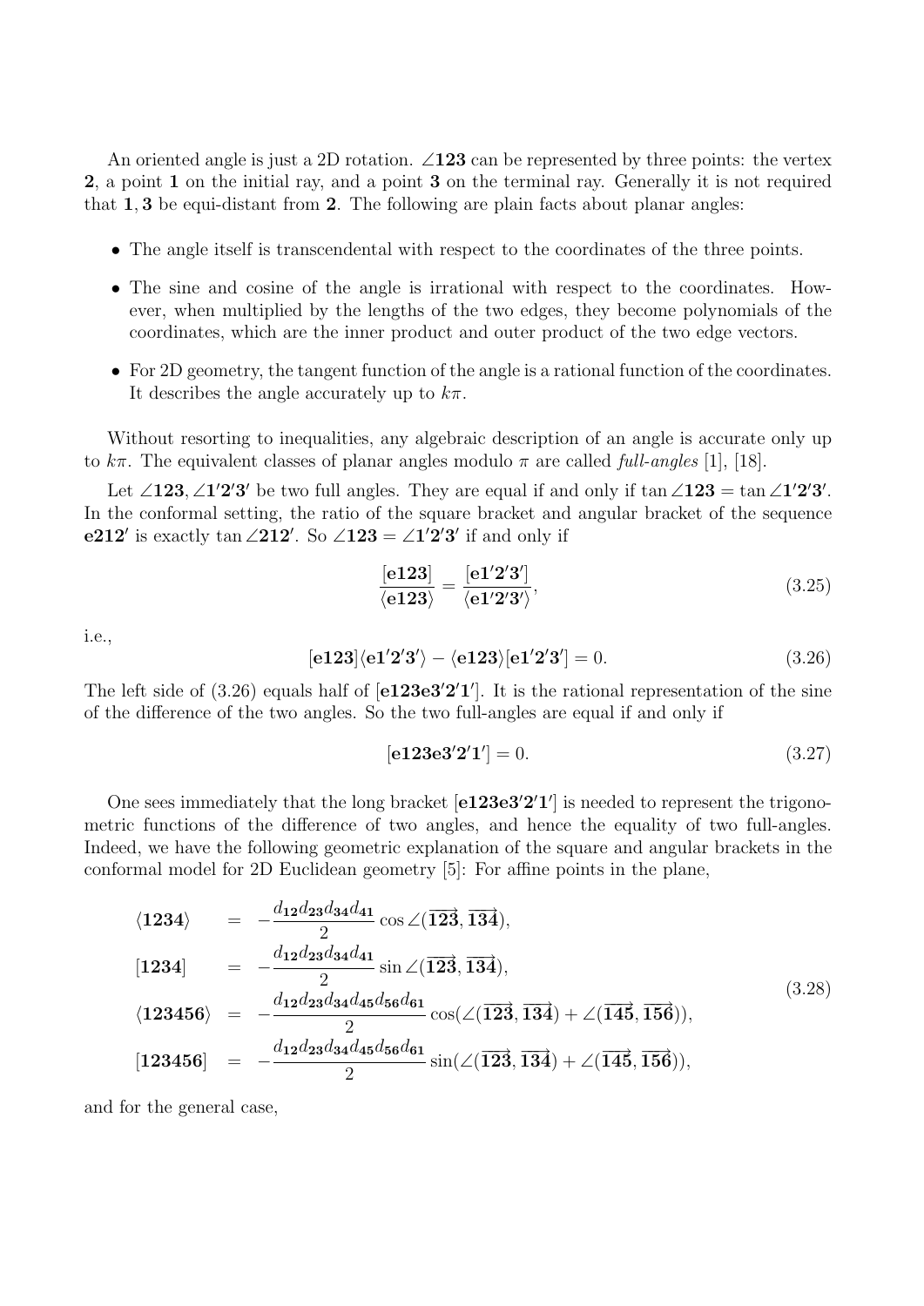An oriented angle is just a 2D rotation. $\angle\mathbf{123}$ can be represented by three points: the vertex $\mathbf{2}$, a point $\mathbf{1}$ on the initial ray, and a point $\mathbf{3}$ on the terminal ray. Generally it is not required that $\mathbf{1}, \mathbf{3}$ be equi-distant from $\mathbf{2}$. The following are plain facts about planar angles:

- The angle itself is transcendental with respect to the coordinates of the three points.
- The sine and cosine of the angle is irrational with respect to the coordinates. However, when multiplied by the lengths of the two edges, they become polynomials of the coordinates, which are the inner product and outer product of the two edge vectors.
- For 2D geometry, the tangent function of the angle is a rational function of the coordinates. It describes the angle accurately up to $k\pi$.

Without resorting to inequalities, any algebraic description of an angle is accurate only up to $k\pi$. The equivalent classes of planar angles modulo $\pi$ are called *full-angles* [1], [18].

Let $\angle\mathbf{123}, \angle\mathbf{1'2'3'}$ be two full angles. They are equal if and only if $\tan\angle\mathbf{123} = \tan\angle\mathbf{1'2'3'}$. In the conformal setting, the ratio of the square bracket and angular bracket of the sequence $\mathbf{e212'}$ is exactly $\tan\angle\mathbf{212'}$. So $\angle\mathbf{123} = \angle\mathbf{1'2'3'}$ if and only if

$$\frac{[\mathbf{e123}]}{\langle\mathbf{e123}\rangle} = \frac{[\mathbf{e1'2'3'}]}{\langle\mathbf{e1'2'3'}\rangle}, \tag{3.25}$$

i.e.,

$$[\mathbf{e123}]\langle\mathbf{e1'2'3'}\rangle - \langle\mathbf{e123}\rangle[\mathbf{e1'2'3'}] = 0. \tag{3.26}$$

The left side of (3.26) equals half of $[\mathbf{e123e3'2'1'}]$. It is the rational representation of the sine of the difference of the two angles. So the two full-angles are equal if and only if

$$[\mathbf{e123e3'2'1'}] = 0. \tag{3.27}$$

One sees immediately that the long bracket $[\mathbf{e123e3'2'1'}]$ is needed to represent the trigonometric functions of the difference of two angles, and hence the equality of two full-angles. Indeed, we have the following geometric explanation of the square and angular brackets in the conformal model for 2D Euclidean geometry [5]: For affine points in the plane,

$$\begin{array}{rcl}
\langle\mathbf{1234}\rangle &=& -\dfrac{d_{\mathbf{12}}d_{\mathbf{23}}d_{\mathbf{34}}d_{\mathbf{41}}}{2}\cos\angle(\overrightarrow{\mathbf{123}}, \overrightarrow{\mathbf{134}}), \\
{[\mathbf{1234}]} &=& -\dfrac{d_{\mathbf{12}}d_{\mathbf{23}}d_{\mathbf{34}}d_{\mathbf{41}}}{2}\sin\angle(\overrightarrow{\mathbf{123}}, \overrightarrow{\mathbf{134}}), \\
\langle\mathbf{123456}\rangle &=& -\dfrac{d_{\mathbf{12}}d_{\mathbf{23}}d_{\mathbf{34}}d_{\mathbf{45}}d_{\mathbf{56}}d_{\mathbf{61}}}{2}\cos(\angle(\overrightarrow{\mathbf{123}}, \overrightarrow{\mathbf{134}}) + \angle(\overrightarrow{\mathbf{145}}, \overrightarrow{\mathbf{156}})), \\
{[\mathbf{123456}]} &=& -\dfrac{d_{\mathbf{12}}d_{\mathbf{23}}d_{\mathbf{34}}d_{\mathbf{45}}d_{\mathbf{56}}d_{\mathbf{61}}}{2}\sin(\angle(\overrightarrow{\mathbf{123}}, \overrightarrow{\mathbf{134}}) + \angle(\overrightarrow{\mathbf{145}}, \overrightarrow{\mathbf{156}})),
\end{array} \tag{3.28}$$

and for the general case,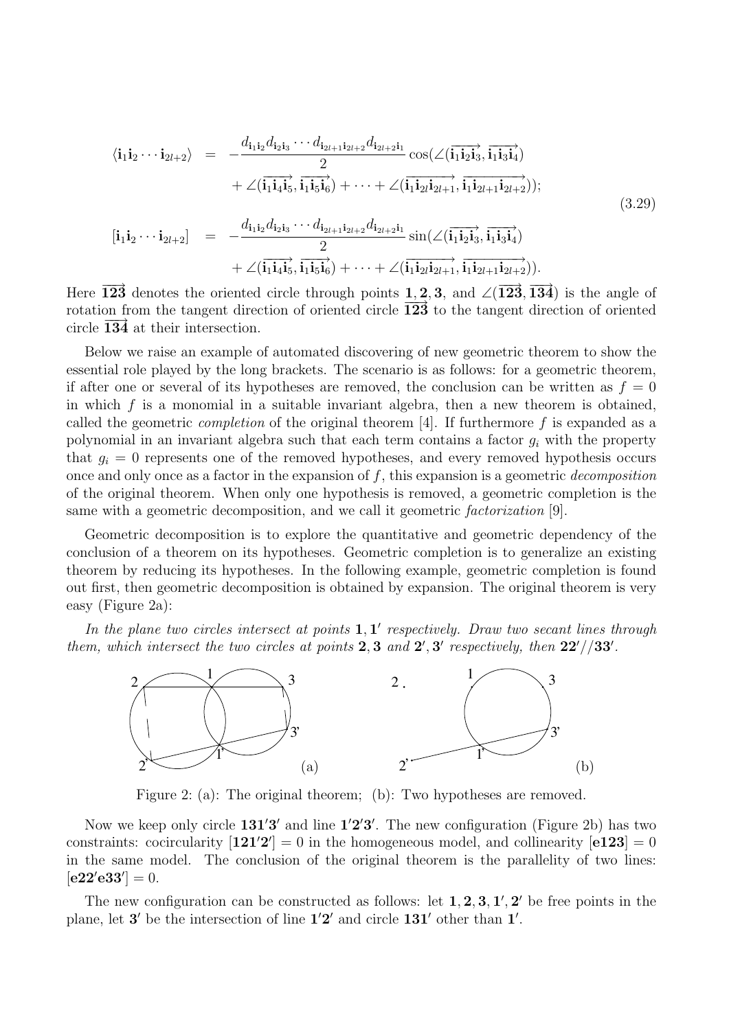$$
\begin{aligned}
\langle \mathbf{i}_1\mathbf{i}_2\cdots\mathbf{i}_{2l+2}\rangle &= -\frac{d_{\mathbf{i}_1\mathbf{i}_2}d_{\mathbf{i}_2\mathbf{i}_3}\cdots d_{\mathbf{i}_{2l+1}\mathbf{i}_{2l+2}}d_{\mathbf{i}_{2l+2}\mathbf{i}_1}}{2}\cos(\angle(\overrightarrow{\mathbf{i}_1\mathbf{i}_2\mathbf{i}_3},\overrightarrow{\mathbf{i}_1\mathbf{i}_3\mathbf{i}_4}) \\
&\quad + \angle(\overrightarrow{\mathbf{i}_1\mathbf{i}_4\mathbf{i}_5},\overrightarrow{\mathbf{i}_1\mathbf{i}_5\mathbf{i}_6}) + \cdots + \angle(\overrightarrow{\mathbf{i}_1\mathbf{i}_{2l}\mathbf{i}_{2l+1}},\overrightarrow{\mathbf{i}_1\mathbf{i}_{2l+1}\mathbf{i}_{2l+2}})); \\
[\mathbf{i}_1\mathbf{i}_2\cdots\mathbf{i}_{2l+2}] &= -\frac{d_{\mathbf{i}_1\mathbf{i}_2}d_{\mathbf{i}_2\mathbf{i}_3}\cdots d_{\mathbf{i}_{2l+1}\mathbf{i}_{2l+2}}d_{\mathbf{i}_{2l+2}\mathbf{i}_1}}{2}\sin(\angle(\overrightarrow{\mathbf{i}_1\mathbf{i}_2\mathbf{i}_3},\overrightarrow{\mathbf{i}_1\mathbf{i}_3\mathbf{i}_4}) \\
&\quad + \angle(\overrightarrow{\mathbf{i}_1\mathbf{i}_4\mathbf{i}_5},\overrightarrow{\mathbf{i}_1\mathbf{i}_5\mathbf{i}_6}) + \cdots + \angle(\overrightarrow{\mathbf{i}_1\mathbf{i}_{2l}\mathbf{i}_{2l+1}},\overrightarrow{\mathbf{i}_1\mathbf{i}_{2l+1}\mathbf{i}_{2l+2}})).
\end{aligned}
\tag{3.29}
$$

Here $\overrightarrow{\mathbf{123}}$ denotes the oriented circle through points $\mathbf{1},\mathbf{2},\mathbf{3}$, and $\angle(\overrightarrow{\mathbf{123}},\overrightarrow{\mathbf{134}})$ is the angle of rotation from the tangent direction of oriented circle $\overrightarrow{\mathbf{123}}$ to the tangent direction of oriented circle $\overrightarrow{\mathbf{134}}$ at their intersection.

Below we raise an example of automated discovering of new geometric theorem to show the essential role played by the long brackets. The scenario is as follows: for a geometric theorem, if after one or several of its hypotheses are removed, the conclusion can be written as $f = 0$ in which $f$ is a monomial in a suitable invariant algebra, then a new theorem is obtained, called the geometric *completion* of the original theorem [4]. If furthermore $f$ is expanded as a polynomial in an invariant algebra such that each term contains a factor $g_i$ with the property that $g_i = 0$ represents one of the removed hypotheses, and every removed hypothesis occurs once and only once as a factor in the expansion of $f$, this expansion is a geometric *decomposition* of the original theorem. When only one hypothesis is removed, a geometric completion is the same with a geometric decomposition, and we call it geometric *factorization* [9].

Geometric decomposition is to explore the quantitative and geometric dependency of the conclusion of a theorem on its hypotheses. Geometric completion is to generalize an existing theorem by reducing its hypotheses. In the following example, geometric completion is found out first, then geometric decomposition is obtained by expansion. The original theorem is very easy (Figure 2a):

*In the plane two circles intersect at points $\mathbf{1},\mathbf{1}'$ respectively. Draw two secant lines through them, which intersect the two circles at points $\mathbf{2},\mathbf{3}$ and $\mathbf{2}',\mathbf{3}'$ respectively, then $\mathbf{22}'//\mathbf{33}'$.*

Figure 2: (a): The original theorem; (b): Two hypotheses are removed.

Now we keep only circle $\mathbf{131'3'}$ and line $\mathbf{1'2'3'}$. The new configuration (Figure 2b) has two constraints: cocircularity $[\mathbf{121'2'}] = 0$ in the homogeneous model, and collinearity $[\mathbf{e123}] = 0$ in the same model. The conclusion of the original theorem is the parallelity of two lines: $[\mathbf{e22'e33'}] = 0$.

The new configuration can be constructed as follows: let $\mathbf{1},\mathbf{2},\mathbf{3},\mathbf{1}',\mathbf{2}'$ be free points in the plane, let $\mathbf{3}'$ be the intersection of line $\mathbf{1'2'}$ and circle $\mathbf{131'}$ other than $\mathbf{1}'$.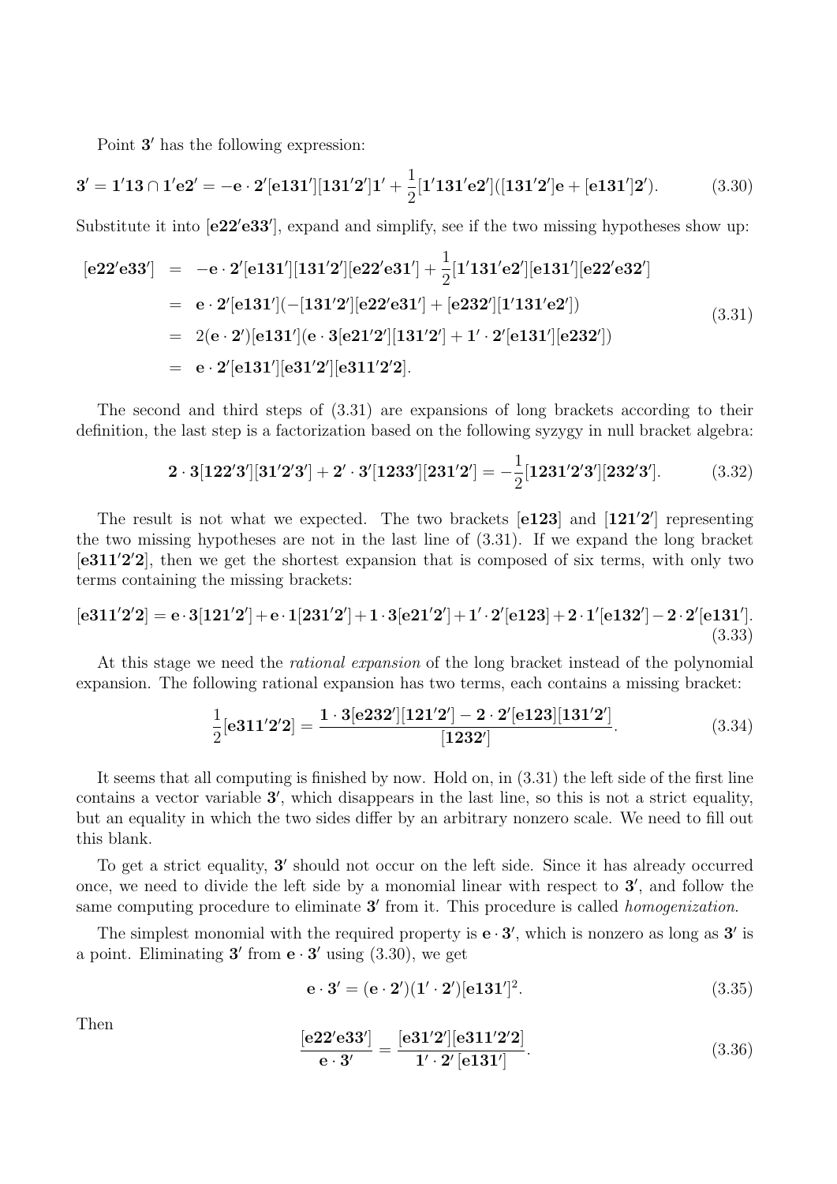Point $\mathbf{3'}$ has the following expression:

$$\mathbf{3'} = \mathbf{1'13} \cap \mathbf{1'e2'} = -\mathbf{e}\cdot\mathbf{2'}[\mathbf{e131'}][\mathbf{131'2'}]\mathbf{1'} + \frac{1}{2}[\mathbf{1'131'e2'}]([\mathbf{131'2'}]\mathbf{e} + [\mathbf{e131'}]\mathbf{2'}). \tag{3.30}$$

Substitute it into $[\mathbf{e22'e33'}]$, expand and simplify, see if the two missing hypotheses show up:

$$\begin{aligned}
[\mathbf{e22'e33'}] &= -\mathbf{e}\cdot\mathbf{2'}[\mathbf{e131'}][\mathbf{131'2'}][\mathbf{e22'e31'}] + \frac{1}{2}[\mathbf{1'131'e2'}][\mathbf{e131'}][\mathbf{e22'e32'}] \\
&= \mathbf{e}\cdot\mathbf{2'}[\mathbf{e131'}](-[\mathbf{131'2'}][\mathbf{e22'e31'}] + [\mathbf{e232'}][\mathbf{1'131'e2'}]) \\
&= 2(\mathbf{e}\cdot\mathbf{2'})[\mathbf{e131'}](\mathbf{e}\cdot\mathbf{3}[\mathbf{e21'2'}][\mathbf{131'2'}] + \mathbf{1'}\cdot\mathbf{2'}[\mathbf{e131'}][\mathbf{e232'}]) \\
&= \mathbf{e}\cdot\mathbf{2'}[\mathbf{e131'}][\mathbf{e31'2'}][\mathbf{e311'2'2}].
\end{aligned} \tag{3.31}$$

The second and third steps of (3.31) are expansions of long brackets according to their definition, the last step is a factorization based on the following syzygy in null bracket algebra:

$$\mathbf{2}\cdot\mathbf{3}[\mathbf{122'3'}][\mathbf{31'2'3'}] + \mathbf{2'}\cdot\mathbf{3'}[\mathbf{1233'}][\mathbf{231'2'}] = -\frac{1}{2}[\mathbf{1231'2'3'}][\mathbf{232'3'}]. \tag{3.32}$$

The result is not what we expected. The two brackets $[\mathbf{e123}]$ and $[\mathbf{121'2'}]$ representing the two missing hypotheses are not in the last line of (3.31). If we expand the long bracket $[\mathbf{e311'2'2}]$, then we get the shortest expansion that is composed of six terms, with only two terms containing the missing brackets:

$$[\mathbf{e311'2'2}] = \mathbf{e}\cdot\mathbf{3}[\mathbf{121'2'}] + \mathbf{e}\cdot\mathbf{1}[\mathbf{231'2'}] + \mathbf{1}\cdot\mathbf{3}[\mathbf{e21'2'}] + \mathbf{1'}\cdot\mathbf{2'}[\mathbf{e123}] + \mathbf{2}\cdot\mathbf{1'}[\mathbf{e132'}] - \mathbf{2}\cdot\mathbf{2'}[\mathbf{e131'}]. \tag{3.33}$$

At this stage we need the *rational expansion* of the long bracket instead of the polynomial expansion. The following rational expansion has two terms, each contains a missing bracket:

$$\frac{1}{2}[\mathbf{e311'2'2}] = \frac{\mathbf{1}\cdot\mathbf{3}[\mathbf{e232'}][\mathbf{121'2'}] - \mathbf{2}\cdot\mathbf{2'}[\mathbf{e123}][\mathbf{131'2'}]}{[\mathbf{1232'}]}. \tag{3.34}$$

It seems that all computing is finished by now. Hold on, in (3.31) the left side of the first line contains a vector variable $\mathbf{3'}$, which disappears in the last line, so this is not a strict equality, but an equality in which the two sides differ by an arbitrary nonzero scale. We need to fill out this blank.

To get a strict equality, $\mathbf{3'}$ should not occur on the left side. Since it has already occurred once, we need to divide the left side by a monomial linear with respect to $\mathbf{3'}$, and follow the same computing procedure to eliminate $\mathbf{3'}$ from it. This procedure is called *homogenization*.

The simplest monomial with the required property is $\mathbf{e}\cdot\mathbf{3'}$, which is nonzero as long as $\mathbf{3'}$ is a point. Eliminating $\mathbf{3'}$ from $\mathbf{e}\cdot\mathbf{3'}$ using (3.30), we get

$$\mathbf{e}\cdot\mathbf{3'} = (\mathbf{e}\cdot\mathbf{2'})(\mathbf{1'}\cdot\mathbf{2'})[\mathbf{e131'}]^2. \tag{3.35}$$

Then

$$\frac{[\mathbf{e22'e33'}]}{\mathbf{e}\cdot\mathbf{3'}} = \frac{[\mathbf{e31'2'}][\mathbf{e311'2'2}]}{\mathbf{1'}\cdot\mathbf{2'}\,[\mathbf{e131'}]}. \tag{3.36}$$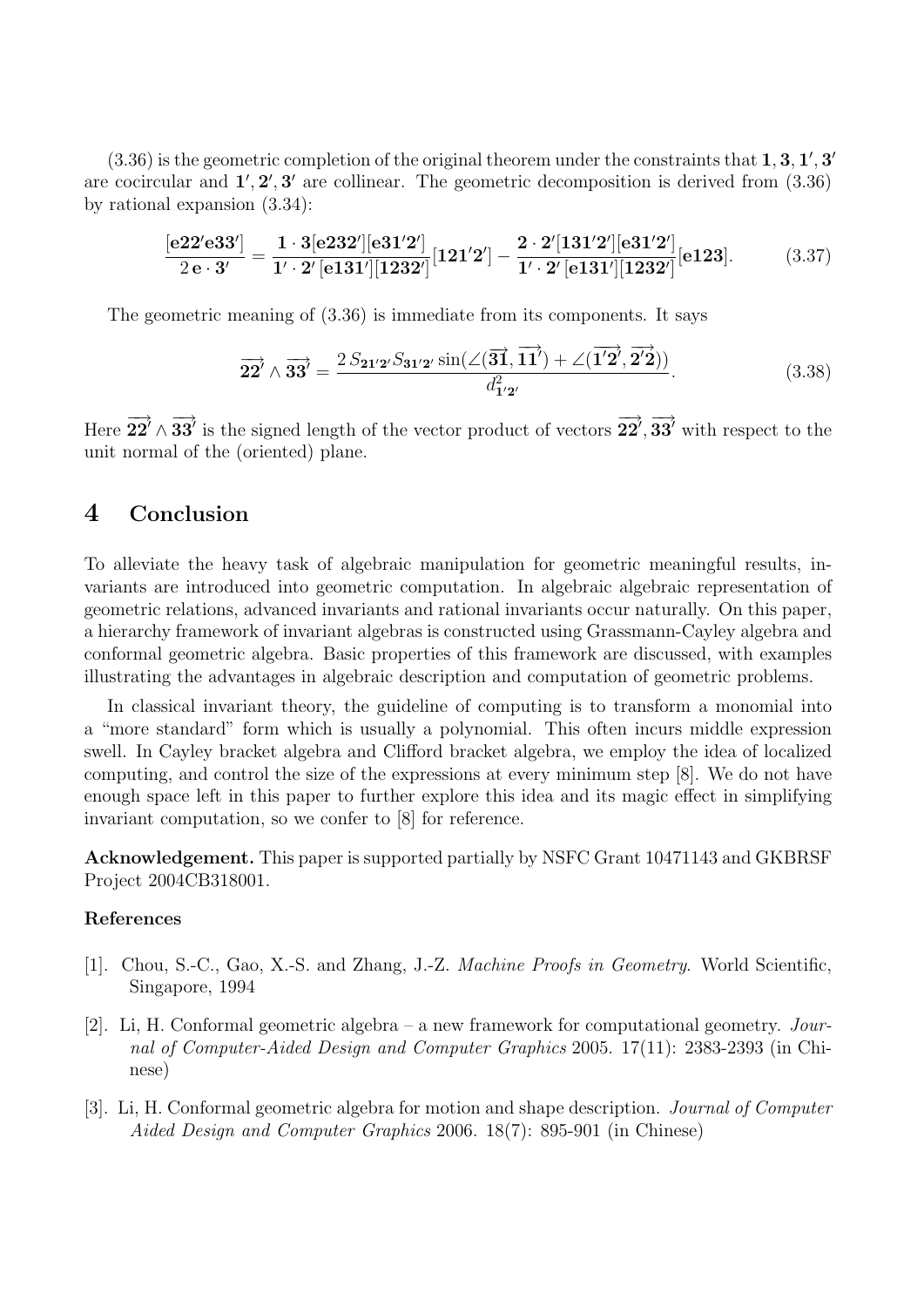(3.36) is the geometric completion of the original theorem under the constraints that $\mathbf{1}, \mathbf{3}, \mathbf{1'}, \mathbf{3'}$ are cocircular and $\mathbf{1'}, \mathbf{2'}, \mathbf{3'}$ are collinear. The geometric decomposition is derived from (3.36) by rational expansion (3.34):

$$\frac{[\mathbf{e22'e33'}]}{2\,\mathbf{e}\cdot\mathbf{3'}} = \frac{\mathbf{1}\cdot\mathbf{3}[\mathbf{e232'}][\mathbf{e31'2'}]}{\mathbf{1'}\cdot\mathbf{2'}\,[\mathbf{e131'}][\mathbf{1232'}]}[\mathbf{121'2'}] - \frac{\mathbf{2}\cdot\mathbf{2'}[\mathbf{131'2'}][\mathbf{e31'2'}]}{\mathbf{1'}\cdot\mathbf{2'}\,[\mathbf{e131'}][\mathbf{1232'}]}[\mathbf{e123}]. \tag{3.37}$$

The geometric meaning of (3.36) is immediate from its components. It says

$$\overrightarrow{\mathbf{22'}} \wedge \overrightarrow{\mathbf{33'}} = \frac{2\,S_{\mathbf{21'2'}}S_{\mathbf{31'2'}}\sin(\angle(\overrightarrow{\mathbf{31}}, \overrightarrow{\mathbf{11'}}) + \angle(\overrightarrow{\mathbf{1'2'}}, \overrightarrow{\mathbf{2'2}}))}{d^2_{\mathbf{1'2'}}}. \tag{3.38}$$

Here $\overrightarrow{\mathbf{22'}} \wedge \overrightarrow{\mathbf{33'}}$ is the signed length of the vector product of vectors $\overrightarrow{\mathbf{22'}}, \overrightarrow{\mathbf{33'}}$ with respect to the unit normal of the (oriented) plane.

## 4 Conclusion

To alleviate the heavy task of algebraic manipulation for geometric meaningful results, invariants are introduced into geometric computation. In algebraic algebraic representation of geometric relations, advanced invariants and rational invariants occur naturally. On this paper, a hierarchy framework of invariant algebras is constructed using Grassmann-Cayley algebra and conformal geometric algebra. Basic properties of this framework are discussed, with examples illustrating the advantages in algebraic description and computation of geometric problems.

In classical invariant theory, the guideline of computing is to transform a monomial into a "more standard" form which is usually a polynomial. This often incurs middle expression swell. In Cayley bracket algebra and Clifford bracket algebra, we employ the idea of localized computing, and control the size of the expressions at every minimum step [8]. We do not have enough space left in this paper to further explore this idea and its magic effect in simplifying invariant computation, so we confer to [8] for reference.

**Acknowledgement.** This paper is supported partially by NSFC Grant 10471143 and GKBRSF Project 2004CB318001.

### References

[1]. Chou, S.-C., Gao, X.-S. and Zhang, J.-Z. *Machine Proofs in Geometry*. World Scientific, Singapore, 1994

[2]. Li, H. Conformal geometric algebra – a new framework for computational geometry. *Journal of Computer-Aided Design and Computer Graphics* 2005. 17(11): 2383-2393 (in Chinese)

[3]. Li, H. Conformal geometric algebra for motion and shape description. *Journal of Computer Aided Design and Computer Graphics* 2006. 18(7): 895-901 (in Chinese)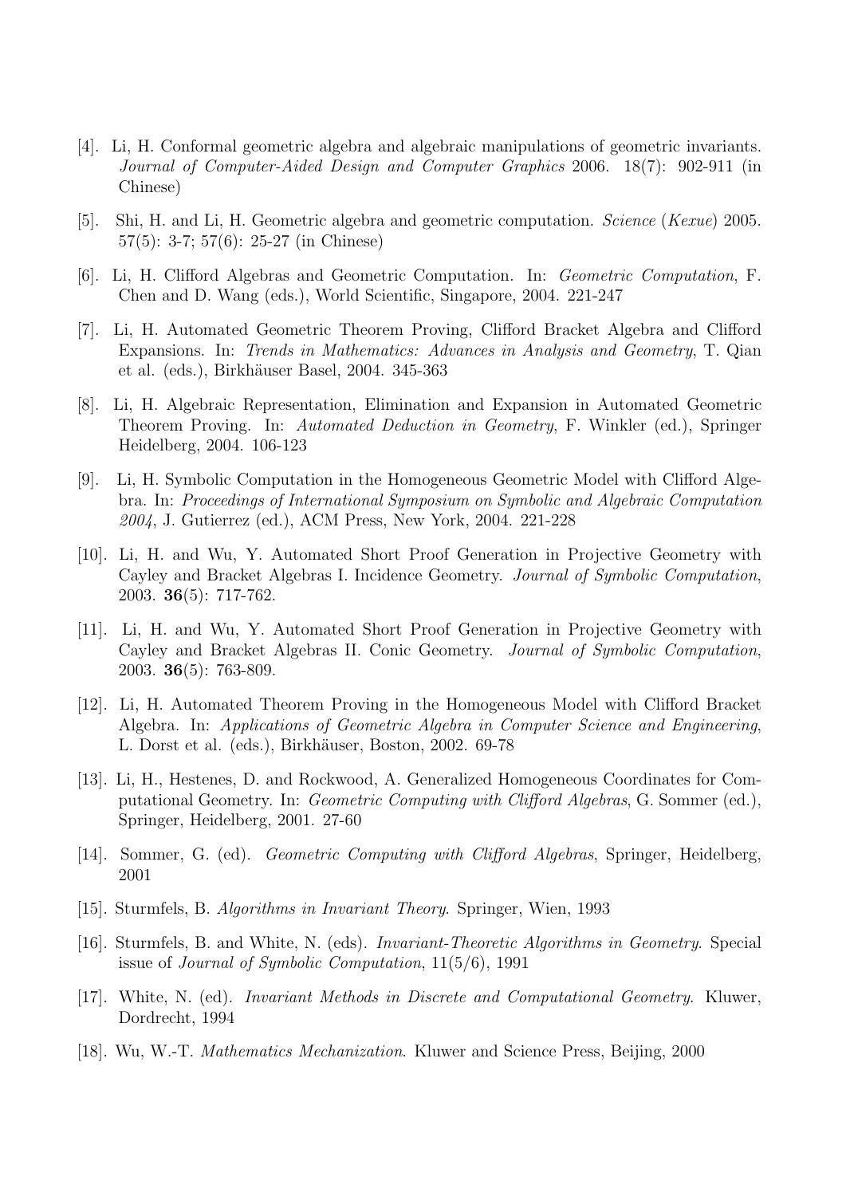[4]. Li, H. Conformal geometric algebra and algebraic manipulations of geometric invariants. *Journal of Computer-Aided Design and Computer Graphics* 2006. 18(7): 902-911 (in Chinese)

[5]. Shi, H. and Li, H. Geometric algebra and geometric computation. *Science* (*Kexue*) 2005. 57(5): 3-7; 57(6): 25-27 (in Chinese)

[6]. Li, H. Clifford Algebras and Geometric Computation. In: *Geometric Computation*, F. Chen and D. Wang (eds.), World Scientific, Singapore, 2004. 221-247

[7]. Li, H. Automated Geometric Theorem Proving, Clifford Bracket Algebra and Clifford Expansions. In: *Trends in Mathematics: Advances in Analysis and Geometry*, T. Qian et al. (eds.), Birkhäuser Basel, 2004. 345-363

[8]. Li, H. Algebraic Representation, Elimination and Expansion in Automated Geometric Theorem Proving. In: *Automated Deduction in Geometry*, F. Winkler (ed.), Springer Heidelberg, 2004. 106-123

[9]. Li, H. Symbolic Computation in the Homogeneous Geometric Model with Clifford Algebra. In: *Proceedings of International Symposium on Symbolic and Algebraic Computation 2004*, J. Gutierrez (ed.), ACM Press, New York, 2004. 221-228

[10]. Li, H. and Wu, Y. Automated Short Proof Generation in Projective Geometry with Cayley and Bracket Algebras I. Incidence Geometry. *Journal of Symbolic Computation*, 2003. **36**(5): 717-762.

[11]. Li, H. and Wu, Y. Automated Short Proof Generation in Projective Geometry with Cayley and Bracket Algebras II. Conic Geometry. *Journal of Symbolic Computation*, 2003. **36**(5): 763-809.

[12]. Li, H. Automated Theorem Proving in the Homogeneous Model with Clifford Bracket Algebra. In: *Applications of Geometric Algebra in Computer Science and Engineering*, L. Dorst et al. (eds.), Birkhäuser, Boston, 2002. 69-78

[13]. Li, H., Hestenes, D. and Rockwood, A. Generalized Homogeneous Coordinates for Computational Geometry. In: *Geometric Computing with Clifford Algebras*, G. Sommer (ed.), Springer, Heidelberg, 2001. 27-60

[14]. Sommer, G. (ed). *Geometric Computing with Clifford Algebras*, Springer, Heidelberg, 2001

[15]. Sturmfels, B. *Algorithms in Invariant Theory*. Springer, Wien, 1993

[16]. Sturmfels, B. and White, N. (eds). *Invariant-Theoretic Algorithms in Geometry*. Special issue of *Journal of Symbolic Computation*, 11(5/6), 1991

[17]. White, N. (ed). *Invariant Methods in Discrete and Computational Geometry*. Kluwer, Dordrecht, 1994

[18]. Wu, W.-T. *Mathematics Mechanization*. Kluwer and Science Press, Beijing, 2000